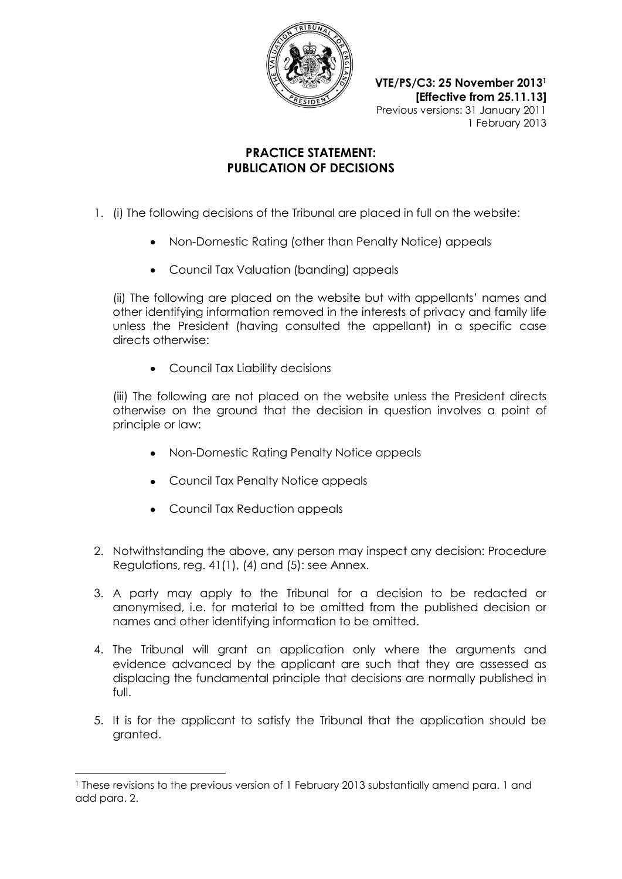**VTE/PS/C3: 25 November 2013**[1]
**[Effective from 25.11.13]**
Previous versions: 31 January 2011
1 February 2013

# PRACTICE STATEMENT: PUBLICATION OF DECISIONS

1. (i) The following decisions of the Tribunal are placed in full on the website:

   - Non-Domestic Rating (other than Penalty Notice) appeals
   - Council Tax Valuation (banding) appeals

   (ii) The following are placed on the website but with appellants' names and other identifying information removed in the interests of privacy and family life unless the President (having consulted the appellant) in a specific case directs otherwise:

   - Council Tax Liability decisions

   (iii) The following are not placed on the website unless the President directs otherwise on the ground that the decision in question involves a point of principle or law:

   - Non-Domestic Rating Penalty Notice appeals
   - Council Tax Penalty Notice appeals
   - Council Tax Reduction appeals

2. Notwithstanding the above, any person may inspect any decision: Procedure Regulations, reg. 41(1), (4) and (5): see Annex.

3. A party may apply to the Tribunal for a decision to be redacted or anonymised, i.e. for material to be omitted from the published decision or names and other identifying information to be omitted.

4. The Tribunal will grant an application only where the arguments and evidence advanced by the applicant are such that they are assessed as displacing the fundamental principle that decisions are normally published in full.

5. It is for the applicant to satisfy the Tribunal that the application should be granted.

---

[1] These revisions to the previous version of 1 February 2013 substantially amend para. 1 and add para. 2.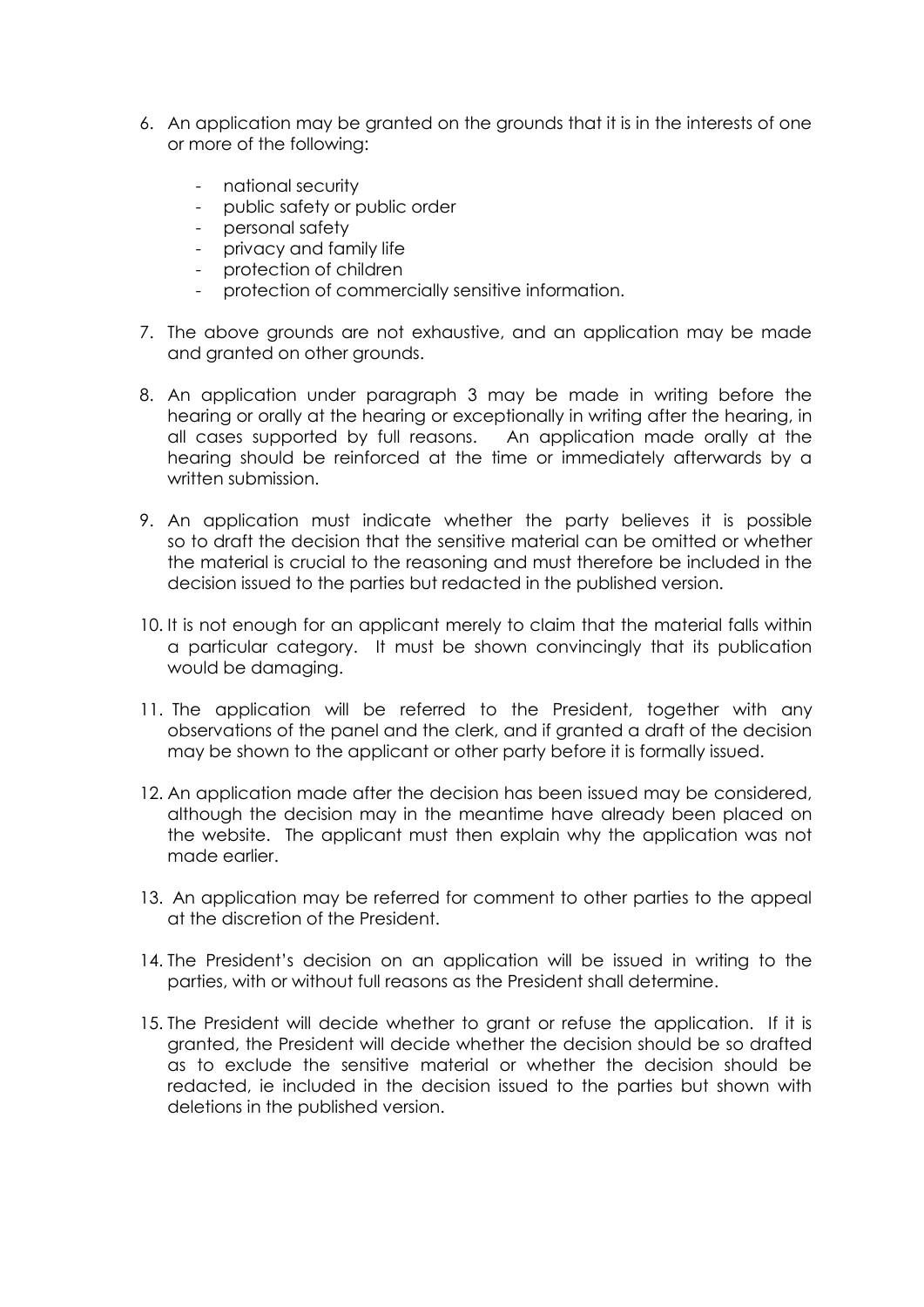6. An application may be granted on the grounds that it is in the interests of one or more of the following:

   - national security
   - public safety or public order
   - personal safety
   - privacy and family life
   - protection of children
   - protection of commercially sensitive information.

7. The above grounds are not exhaustive, and an application may be made and granted on other grounds.

8. An application under paragraph 3 may be made in writing before the hearing or orally at the hearing or exceptionally in writing after the hearing, in all cases supported by full reasons. An application made orally at the hearing should be reinforced at the time or immediately afterwards by a written submission.

9. An application must indicate whether the party believes it is possible so to draft the decision that the sensitive material can be omitted or whether the material is crucial to the reasoning and must therefore be included in the decision issued to the parties but redacted in the published version.

10. It is not enough for an applicant merely to claim that the material falls within a particular category. It must be shown convincingly that its publication would be damaging.

11. The application will be referred to the President, together with any observations of the panel and the clerk, and if granted a draft of the decision may be shown to the applicant or other party before it is formally issued.

12. An application made after the decision has been issued may be considered, although the decision may in the meantime have already been placed on the website. The applicant must then explain why the application was not made earlier.

13. An application may be referred for comment to other parties to the appeal at the discretion of the President.

14. The President's decision on an application will be issued in writing to the parties, with or without full reasons as the President shall determine.

15. The President will decide whether to grant or refuse the application. If it is granted, the President will decide whether the decision should be so drafted as to exclude the sensitive material or whether the decision should be redacted, ie included in the decision issued to the parties but shown with deletions in the published version.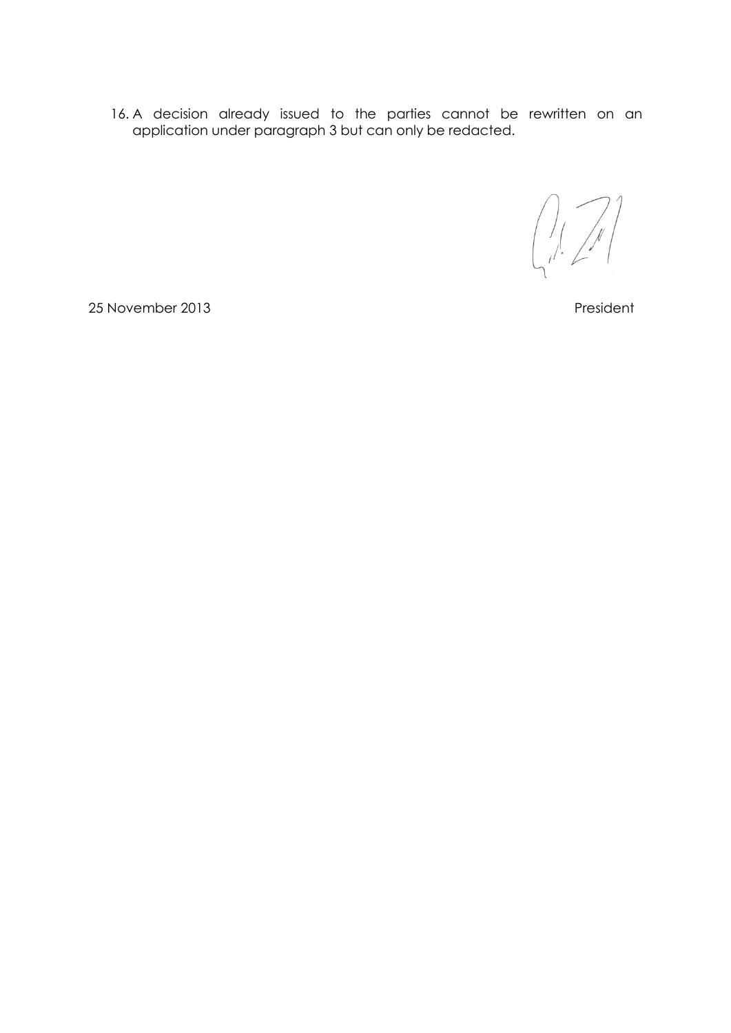16. A decision already issued to the parties cannot be rewritten on an application under paragraph 3 but can only be redacted.

25 November 2013 President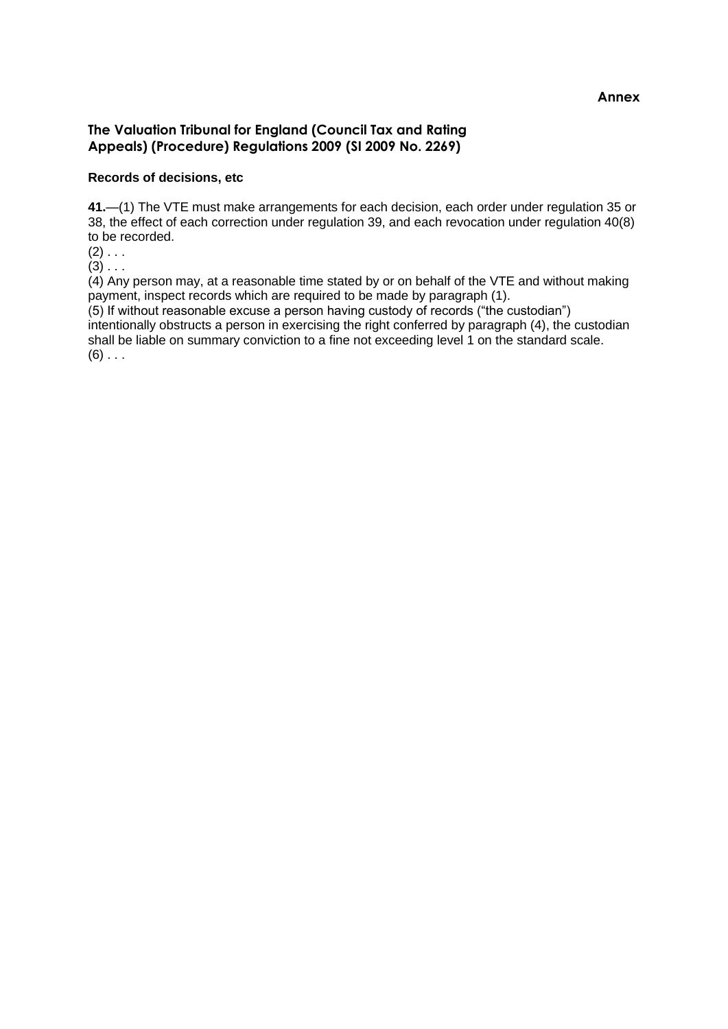**Annex**

## The Valuation Tribunal for England (Council Tax and Rating Appeals) (Procedure) Regulations 2009 (SI 2009 No. 2269)

### Records of decisions, etc

**41.**—(1) The VTE must make arrangements for each decision, each order under regulation 35 or 38, the effect of each correction under regulation 39, and each revocation under regulation 40(8) to be recorded.

(2) . . .

(3) . . .

(4) Any person may, at a reasonable time stated by or on behalf of the VTE and without making payment, inspect records which are required to be made by paragraph (1).

(5) If without reasonable excuse a person having custody of records ("the custodian") intentionally obstructs a person in exercising the right conferred by paragraph (4), the custodian shall be liable on summary conviction to a fine not exceeding level 1 on the standard scale.

(6) . . .